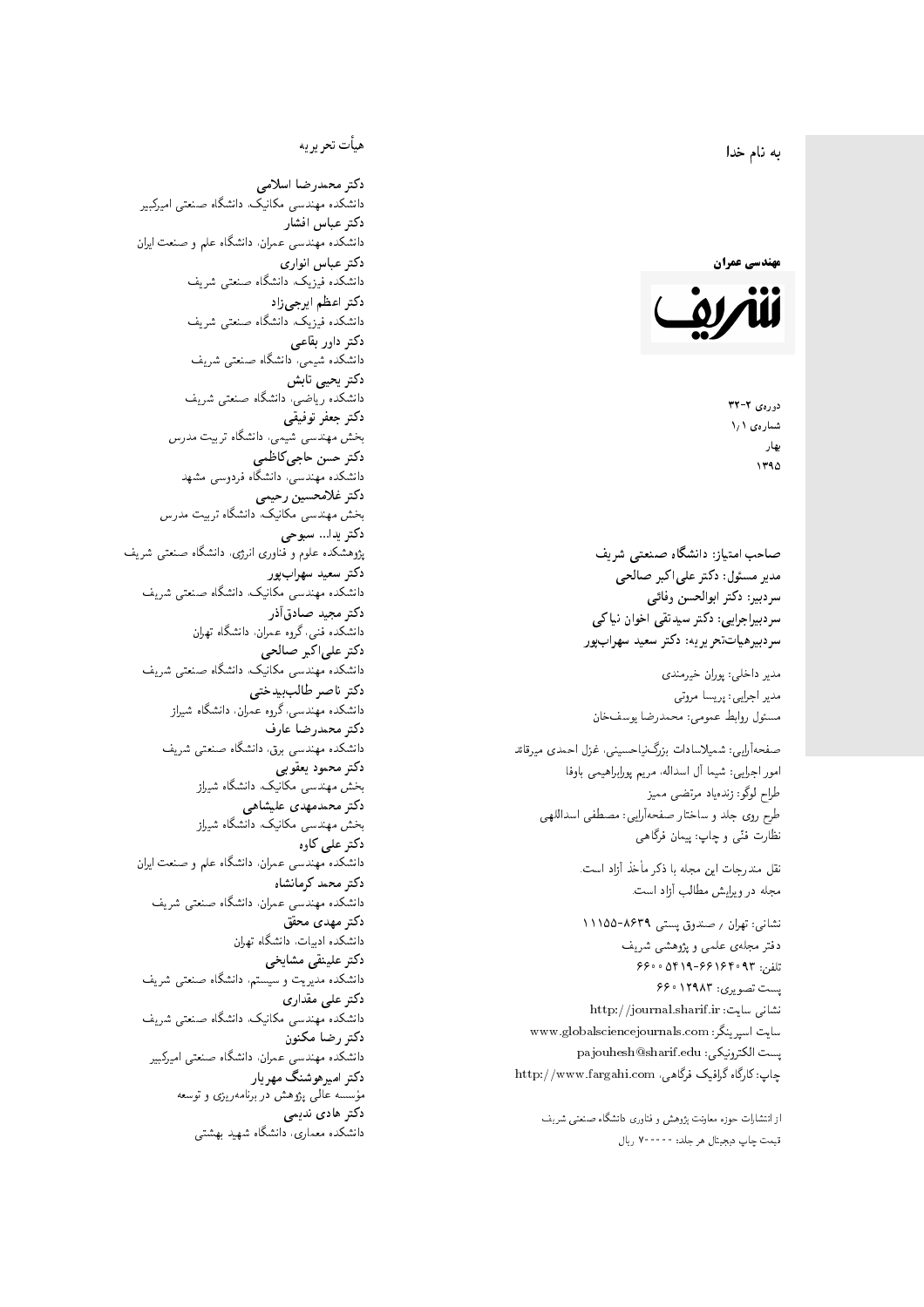به نام خدا

**مهندسی عمران**

**شریف**

دوره‌ی ۲-۳۲
شماره‌ی ۱/۱
بهار
۱۳۹۵

**صاحب امتیاز: دانشگاه صنعتی شریف**
**مدیر مسئول: دکتر علی‌اکبر صالحی**
**سردبیر: دکتر ابوالحسن وفائی**
**سردبیراجرایی: دکتر سیدتقی اخوان نیاکی**
**سردبیرهیأت‌تحریریه: دکتر سعید سهراب‌پور**

مدیر داخلی: پوران خیرمندی
مدیر اجرایی: پریسا مروتی
مسئول روابط عمومی: محمدرضا یوسف‌خان

صفحه‌آرایی: شمیلاسادات بزرگ‌نیاحسینی، غزل احمدی میرقائد
امور اجرایی: شیما آل اسداله، مریم پورابراهیمی باوفا
طراح لوگو: زنده‌یاد مرتضی ممیز
طرح روی جلد و ساختار صفحه‌آرایی: مصطفی اسداللهی
نظارت فنّی و چاپ: پیمان فرگاهی

نقل مندرجات این مجله با ذکر مأخذ آزاد است.
مجله در ویرایش مطالب آزاد است.

نشانی: تهران / صندوق پستی ۸۶۳۹-۱۱۱۵۵
دفتر مجله‌ی علمی و پژوهشی شریف
تلفن: ۶۶۱۶۴۰۹۳-۶۶۰۰۵۴۱۹
پست تصویری: ۶۶۰۱۲۹۸۳
نشانی سایت: http://journal.sharif.ir
سایت اسپرینگر: www.globalsciencejournals.com
پست الکترونیکی: pajouhesh@sharif.edu
چاپ: کارگاه گرافیک فرگاهی، http://www.fargahi.com

از انتشارات حوزه معاونت پژوهش و فناوری دانشگاه صنعتی شریف
قیمت چاپ دیجیتال هر جلد: ۷۰۰۰۰۰ ریال

## هیأت تحریریه

**دکتر محمدرضا اسلامی**
دانشکده مهندسی مکانیک، دانشگاه صنعتی امیرکبیر
**دکتر عباس افشار**
دانشکده مهندسی عمران، دانشگاه علم و صنعت ایران
**دکتر عباس انواری**
دانشکده فیزیک، دانشگاه صنعتی شریف
**دکتر اعظم ایرجی‌زاد**
دانشکده فیزیک، دانشگاه صنعتی شریف
**دکتر داور بقاعی**
دانشکده شیمی، دانشگاه صنعتی شریف
**دکتر یحیی تابش**
دانشکده ریاضی، دانشگاه صنعتی شریف
**دکتر جعفر توفیقی**
بخش مهندسی شیمی، دانشگاه تربیت مدرس
**دکتر حسن حاجی‌کاظمی**
دانشکده مهندسی، دانشگاه فردوسی مشهد
**دکتر غلامحسین رحیمی**
بخش مهندسی مکانیک، دانشگاه تربیت مدرس
**دکتر یدا... سبوحی**
پژوهشکده علوم و فناوری انرژی، دانشگاه صنعتی شریف
**دکتر سعید سهراب‌پور**
دانشکده مهندسی مکانیک، دانشگاه صنعتی شریف
**دکتر مجید صادق‌آذر**
دانشکده فنی، گروه عمران، دانشگاه تهران
**دکتر علی‌اکبر صالحی**
دانشکده مهندسی مکانیک، دانشگاه صنعتی شریف
**دکتر ناصر طالب‌بیدختی**
دانشکده مهندسی، گروه عمران، دانشگاه شیراز
**دکتر محمدرضا عارف**
دانشکده مهندسی برق، دانشگاه صنعتی شریف
**دکتر محمود یعقوبی**
بخش مهندسی مکانیک، دانشگاه شیراز
**دکتر محمدمهدی علیشاهی**
بخش مهندسی مکانیک، دانشگاه شیراز
**دکتر علی کاوه**
دانشکده مهندسی عمران، دانشگاه علم و صنعت ایران
**دکتر محمد کرمانشاه**
دانشکده مهندسی عمران، دانشگاه صنعتی شریف
**دکتر مهدی محقق**
دانشکده ادبیات، دانشگاه تهران
**دکتر علینقی مشایخی**
دانشکده مدیریت و سیستم، دانشگاه صنعتی شریف
**دکتر علی مقداری**
دانشکده مهندسی مکانیک، دانشگاه صنعتی شریف
**دکتر رضا مکنون**
دانشکده مهندسی عمران، دانشگاه صنعتی امیرکبیر
**دکتر امیرهوشنگ مهریار**
مؤسسه عالی پژوهش در برنامه‌ریزی و توسعه
**دکتر هادی ندیمی**
دانشکده معماری، دانشگاه شهید بهشتی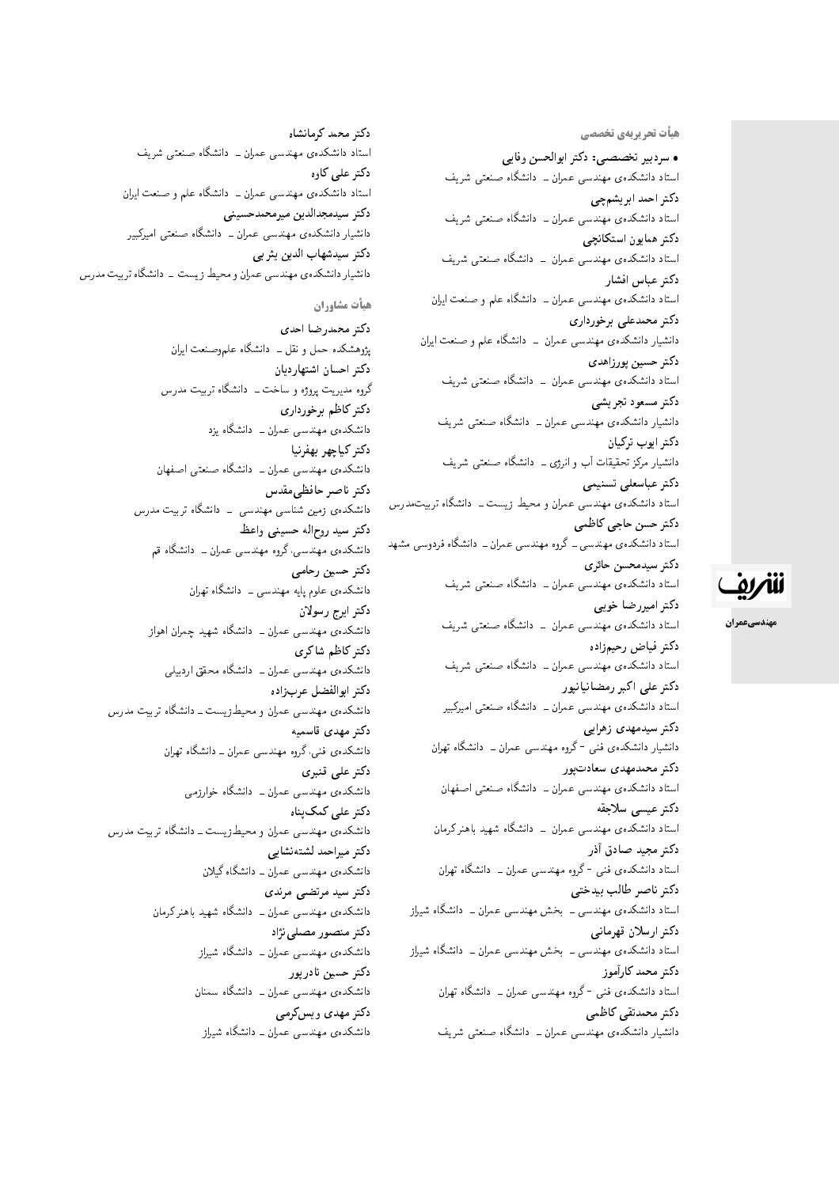## هیأت تحریریه‌ی تخصصی

• **سردبیر تخصصی: دکتر ابوالحسن وفایی**
استاد دانشکده‌ی مهندسی عمران ــ دانشگاه صنعتی شریف

**دکتر احمد ابریشمچی**
استاد دانشکده‌ی مهندسی عمران ــ دانشگاه صنعتی شریف

**دکتر همایون استکانچی**
استاد دانشکده‌ی مهندسی عمران ــ دانشگاه صنعتی شریف

**دکتر عباس افشار**
استاد دانشکده‌ی مهندسی عمران ــ دانشگاه علم و صنعت ایران

**دکتر محمدعلی برخورداری**
دانشیار دانشکده‌ی مهندسی عمران ــ دانشگاه علم و صنعت ایران

**دکتر حسین پورزاهدی**
استاد دانشکده‌ی مهندسی عمران ــ دانشگاه صنعتی شریف

**دکتر مسعود تجریشی**
دانشیار دانشکده‌ی مهندسی عمران ــ دانشگاه صنعتی شریف

**دکتر ایوب ترکیان**
دانشیار مرکز تحقیقات آب و انرژی ــ دانشگاه صنعتی شریف

**دکتر عباسعلی تسنیمی**
استاد دانشکده‌ی مهندسی عمران و محیط زیست ــ دانشگاه تربیت‌مدرس

**دکتر حسن حاجی کاظمی**
استاد دانشکده‌ی مهندسی ــ گروه مهندسی عمران ــ دانشگاه فردوسی مشهد

**دکتر سیدمحسن حائری**
استاد دانشکده‌ی مهندسی عمران ــ دانشگاه صنعتی شریف

**دکتر امیررضا خویی**
استاد دانشکده‌ی مهندسی عمران ــ دانشگاه صنعتی شریف

**دکتر فیاض رحیم‌زاده**
استاد دانشکده‌ی مهندسی عمران ــ دانشگاه صنعتی شریف

**دکتر علی اکبر رمضانیانپور**
استاد دانشکده‌ی مهندسی عمران ــ دانشگاه صنعتی امیرکبیر

**دکتر سیدمهدی زهرایی**
دانشیار دانشکده‌ی فنی - گروه مهندسی عمران ــ دانشگاه تهران

**دکتر محمدمهدی سعادت‌پور**
استاد دانشکده‌ی مهندسی عمران ــ دانشگاه صنعتی اصفهان

**دکتر عیسی سلاجقه**
استاد دانشکده‌ی مهندسی عمران ــ دانشگاه شهید باهنر کرمان

**دکتر مجید صادق آذر**
استاد دانشکده‌ی فنی - گروه مهندسی عمران ــ دانشگاه تهران

**دکتر ناصر طالب بیدختی**
استاد دانشکده‌ی مهندسی ــ بخش مهندسی عمران ــ دانشگاه شیراز

**دکتر ارسلان قهرمانی**
استاد دانشکده‌ی مهندسی ــ بخش مهندسی عمران ــ دانشگاه شیراز

**دکتر محمد کارآموز**
استاد دانشکده‌ی فنی - گروه مهندسی عمران ــ دانشگاه تهران

**دکتر محمدتقی کاظمی**
دانشیار دانشکده‌ی مهندسی عمران ــ دانشگاه صنعتی شریف

**دکتر محمد کرمانشاه**
استاد دانشکده‌ی مهندسی عمران ــ دانشگاه صنعتی شریف

**دکتر علی کاوه**
استاد دانشکده‌ی مهندسی عمران ــ دانشگاه علم و صنعت ایران

**دکتر سیدمجدالدین میرمحمدحسینی**
دانشیار دانشکده‌ی مهندسی عمران ــ دانشگاه صنعتی امیرکبیر

**دکتر سیدشهاب الدین یثربی**
دانشیار دانشکده‌ی مهندسی عمران و محیط زیست ــ دانشگاه تربیت مدرس

## هیأت مشاوران

**دکتر محمدرضا احدی**
پژوهشکده حمل و نقل ــ دانشگاه علم‌وصنعت ایران

**دکتر احسان اشتهاردیان**
گروه مدیریت پروژه و ساخت ــ دانشگاه تربیت مدرس

**دکتر کاظم برخورداری**
دانشکده‌ی مهندسی عمران ــ دانشگاه یزد

**دکتر کیاچهر بهفرنیا**
دانشکده‌ی مهندسی عمران ــ دانشگاه صنعتی اصفهان

**دکتر ناصر حافظی‌مقدس**
دانشکده‌ی زمین شناسی مهندسی ــ دانشگاه تربیت مدرس

**دکتر سید روح‌اله حسینی واعظ**
دانشکده‌ی مهندسی، گروه مهندسی عمران ــ دانشگاه قم

**دکتر حسین رحامی**
دانشکده‌ی علوم پایه مهندسی ــ دانشگاه تهران

**دکتر ایرج رسولان**
دانشکده‌ی مهندسی عمران ــ دانشگاه شهید چمران اهواز

**دکتر کاظم شاکری**
دانشکده‌ی مهندسی عمران ــ دانشگاه محقق اردبیلی

**دکتر ابوالفضل عرب‌زاده**
دانشکده‌ی مهندسی عمران و محیط‌زیست ــ دانشگاه تربیت مدرس

**دکتر مهدی قاسمیه**
دانشکده‌ی فنی، گروه مهندسی عمران ــ دانشگاه تهران

**دکتر علی قنبری**
دانشکده‌ی مهندسی عمران ــ دانشگاه خوارزمی

**دکتر علی کمک‌پناه**
دانشکده‌ی مهندسی عمران و محیط‌زیست ــ دانشگاه تربیت مدرس

**دکتر میراحمد لشته‌نشایی**
دانشکده‌ی مهندسی عمران ــ دانشگاه گیلان

**دکتر سید مرتضی مرندی**
دانشکده‌ی مهندسی عمران ــ دانشگاه شهید باهنر کرمان

**دکتر منصور مصلی‌نژاد**
دانشکده‌ی مهندسی عمران ــ دانشگاه شیراز

**دکتر حسین نادرپور**
دانشکده‌ی مهندسی عمران ــ دانشگاه سمنان

**دکتر مهدی ویس‌کرمی**
دانشکده‌ی مهندسی عمران ــ دانشگاه شیراز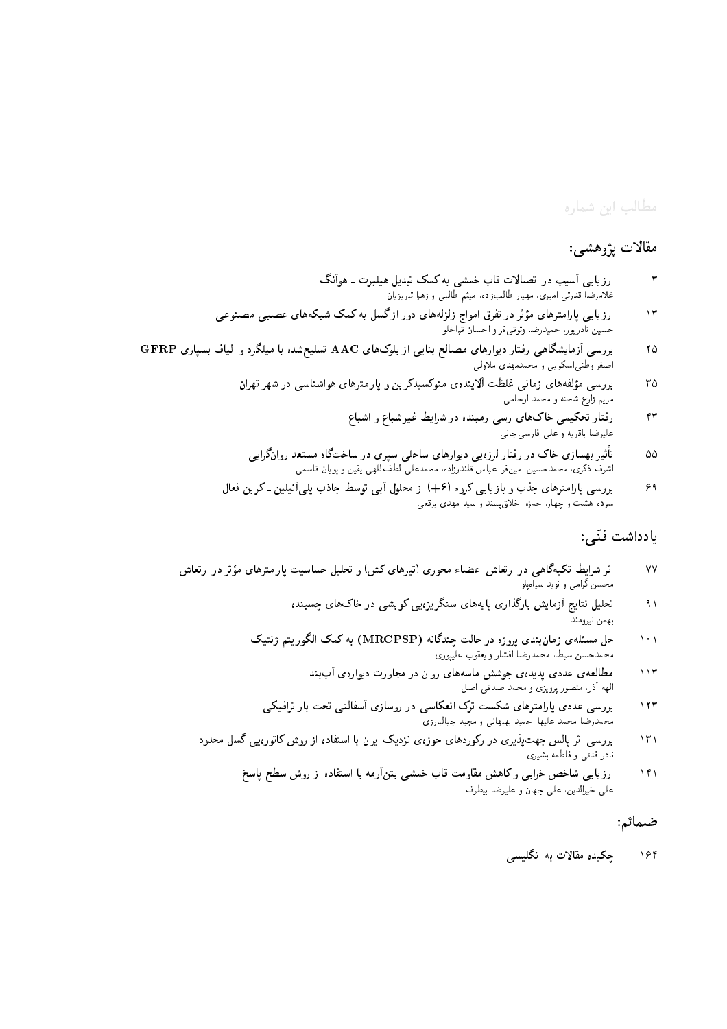مطالب این شماره

## مقالات پژوهشی:

۳ ارزیابی آسیب در اتصالات قاب خمشی به کمک تبدیل هیلبرت ـ هوآنگ
غلامرضا قدرتی امیری، مهیار طالب‌زاده، میثم طالبی و زهرا تبریزیان

۱۳ ارزیابی پارامترهای مؤثر در تفرق امواج زلزله‌های دور از گسل به کمک شبکه‌های عصبی مصنوعی
حسین نادرپور، حمیدرضا وثوقی‌فر و احسان قباخلو

۲۵ بررسی آزمایشگاهی رفتار دیوارهای مصالح بنایی از بلوک‌های AAC تسلیح‌شده با میلگرد و الیاف بسپاری GFRP
اصغر وطنی‌اسکویی و محمدمهدی ملاولی

۳۵ بررسی مؤلفه‌های زمانی غلظت آلاینده‌ی منوکسیدکربن و پارامترهای هواشناسی در شهر تهران
مریم زارع شحنه و محمد ارحامی

۴۳ رفتار تحکیمی خاک‌های رسی رمبنده در شرایط غیراشباع و اشباع
علیرضا باقریه و علی فارسی‌جانی

۵۵ تأثیر بهسازی خاک در رفتار لرزه‌یی دیوارهای ساحلی سپری در ساختگاه مستعد روانگرایی
اشرف ذکری، محمدحسین امین‌فر، عباس قلندرزاده، محمدعلی لطف‌اللهی یقین و پویان قاسمی

۶۹ بررسی پارامترهای جذب و بازیابی کروم (۶+) از محلول آبی توسط جاذب پلی‌آنیلین ـ کربن فعال
سوده هشت و چهار، حمزه اخلاق‌پسند و سید مهدی برقعی

## یادداشت فنّی:

۷۷ اثر شرایط تکیه‌گاهی در ارتعاش اعضاء محوری (تیرهای کش) و تحلیل حساسیت پارامترهای مؤثر در ارتعاش
محسن گرامی و نوید سیاه‌پلو

۹۱ تحلیل نتایج آزمایش بارگذاری پایه‌های سنگریزه‌یی کوبشی در خاک‌های چسبنده
بهمن نیرومند

۱۰۱ حل مسئله‌ی زمان‌بندی پروژه در حالت چندگانه (MRCPSP) به کمک الگوریتم ژنتیک
محمدحسن سبط، محمدرضا افشار و یعقوب علیپوری

۱۱۳ مطالعه‌ی عددی پدیده‌ی جوشش ماسه‌های روان در مجاورت دیواره‌ی آب‌بند
الهه آذر، منصور پرویزی و محمد صدقی اصل

۱۲۳ بررسی عددی پارامترهای شکست ترک انعکاسی در روسازی آسفالتی تحت بار ترافیکی
محمدرضا محمد علیها، حمید بهبهانی و مجید جبالبارزی

۱۳۱ بررسی اثر پالس جهت‌پذیری در رکوردهای حوزه‌ی نزدیک ایران با استفاده از روش کاتوره‌یی گسل محدود
نادر فنائی و فاطمه بشیری

۱۴۱ ارزیابی شاخص خرابی و کاهش مقاومت قاب خمشی بتن‌آرمه با استفاده از روش سطح پاسخ
علی خیرالدین، علی جهان و علیرضا بیطرف

## ضمائم:

۱۶۴ چکیده مقالات به انگلیسی